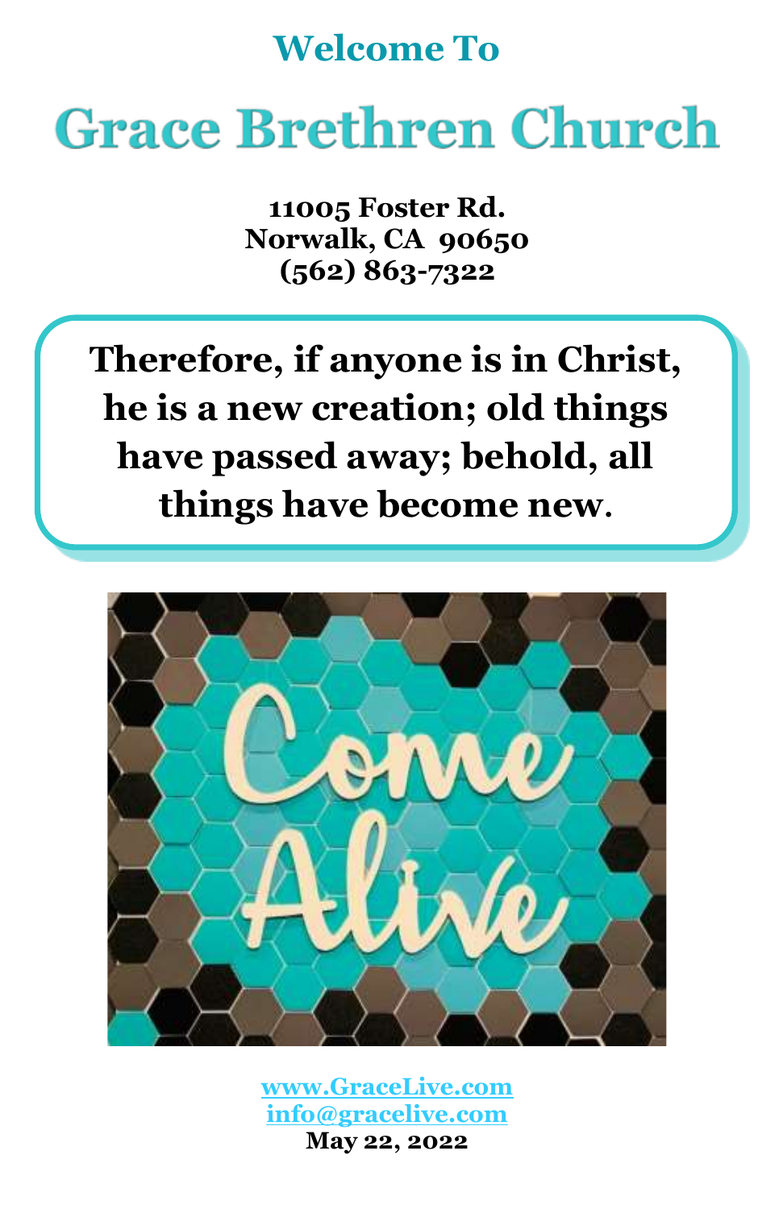## Welcome To

# Grace Brethren Church

**11005 Foster Rd.**
**Norwalk, CA 90650**
**(562) 863-7322**

**Therefore, if anyone is in Christ, he is a new creation; old things have passed away; behold, all things have become new.**

[www.GraceLive.com](http://www.GraceLive.com)
[info@gracelive.com](mailto:info@gracelive.com)
**May 22, 2022**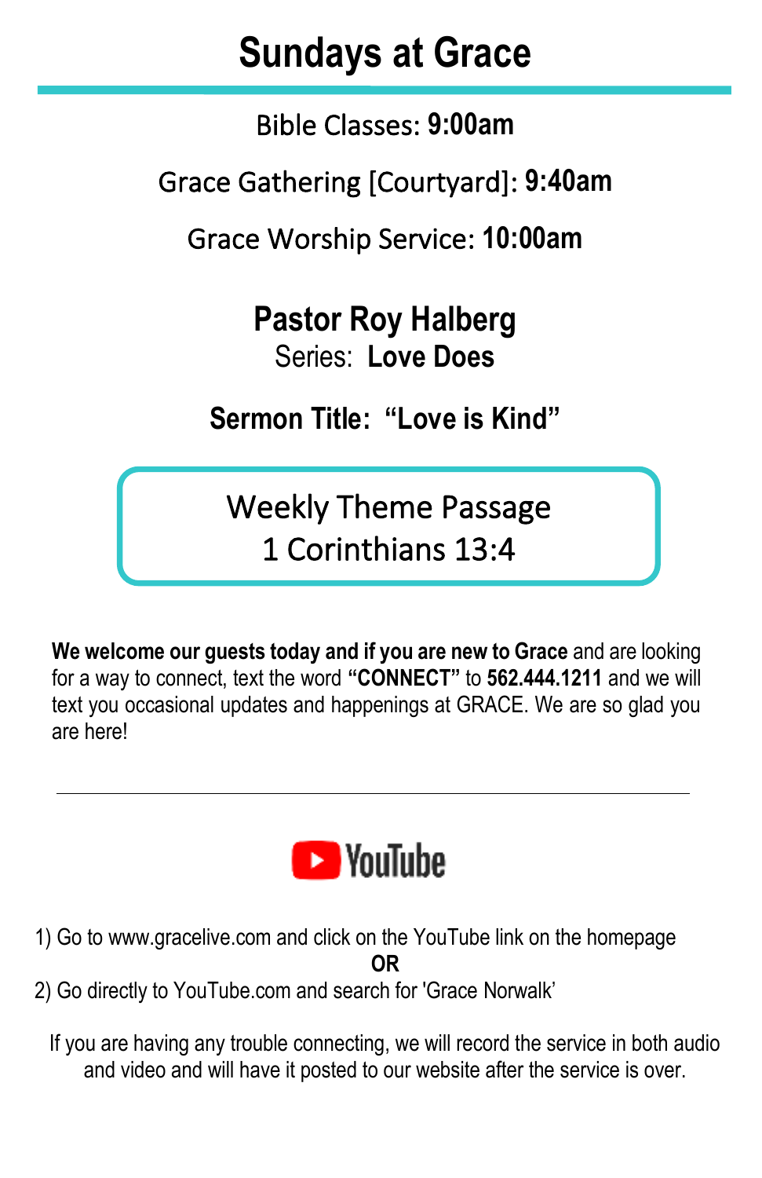# Sundays at Grace

Bible Classes: **9:00am**

Grace Gathering [Courtyard]: **9:40am**

Grace Worship Service: **10:00am**

## Pastor Roy Halberg

Series: **Love Does**

**Sermon Title: "Love is Kind"**

Weekly Theme Passage
1 Corinthians 13:4

**We welcome our guests today and if you are new to Grace** and are looking for a way to connect, text the word **"CONNECT"** to **562.444.1211** and we will text you occasional updates and happenings at GRACE. We are so glad you are here!

---

YouTube

1) Go to www.gracelive.com and click on the YouTube link on the homepage

**OR**

2) Go directly to YouTube.com and search for 'Grace Norwalk'

If you are having any trouble connecting, we will record the service in both audio and video and will have it posted to our website after the service is over.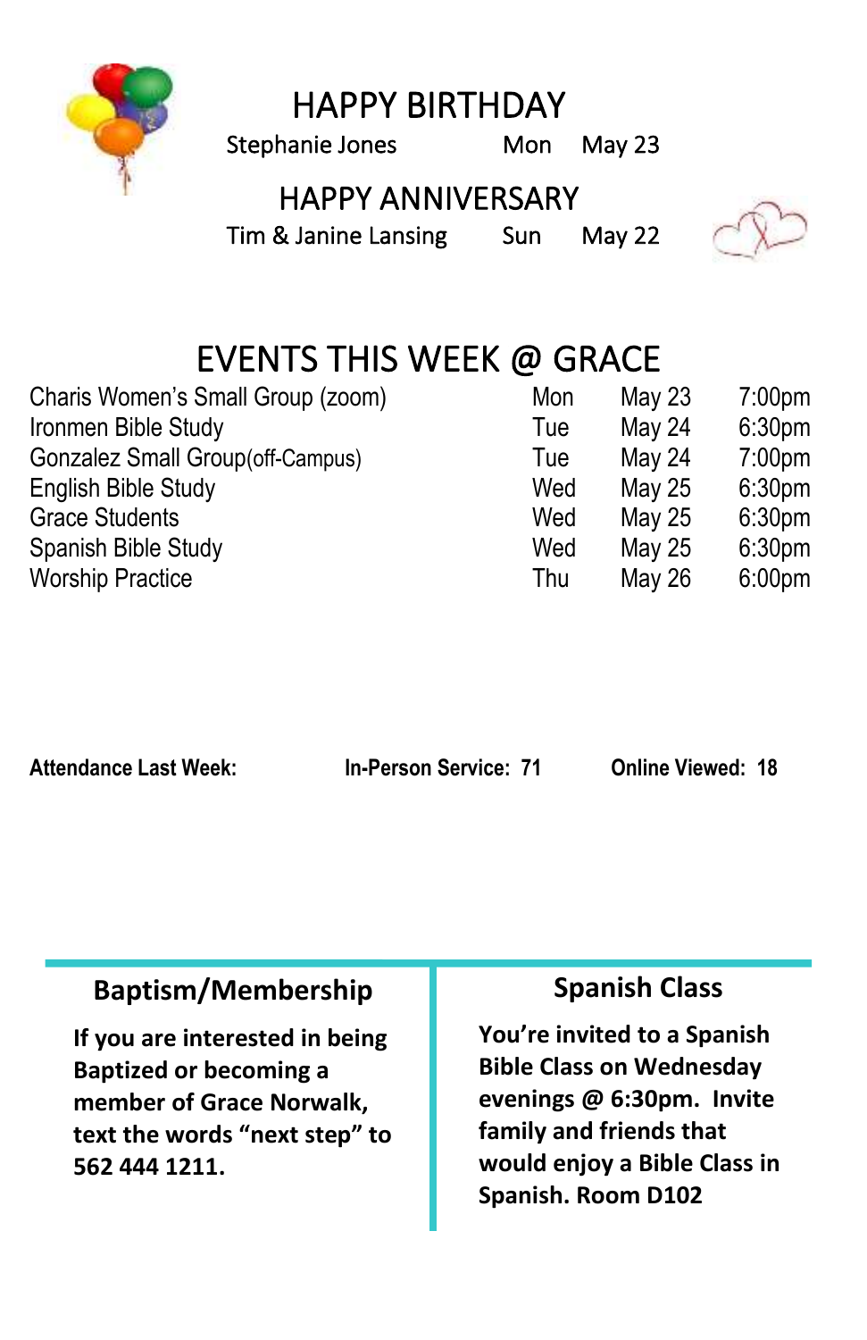## HAPPY BIRTHDAY

| | | |
|---|---|---|
| Stephanie Jones | Mon | May 23 |

## HAPPY ANNIVERSARY

| | | |
|---|---|---|
| Tim & Janine Lansing | Sun | May 22 |

## EVENTS THIS WEEK @ GRACE

| Event | Day | Date | Time |
|---|---|---|---|
| Charis Women's Small Group (zoom) | Mon | May 23 | 7:00pm |
| Ironmen Bible Study | Tue | May 24 | 6:30pm |
| Gonzalez Small Group(off-Campus) | Tue | May 24 | 7:00pm |
| English Bible Study | Wed | May 25 | 6:30pm |
| Grace Students | Wed | May 25 | 6:30pm |
| Spanish Bible Study | Wed | May 25 | 6:30pm |
| Worship Practice | Thu | May 26 | 6:00pm |

**Attendance Last Week:** **In-Person Service: 71** **Online Viewed: 18**

### Baptism/Membership

**If you are interested in being Baptized or becoming a member of Grace Norwalk, text the words "next step" to 562 444 1211.**

### Spanish Class

**You're invited to a Spanish Bible Class on Wednesday evenings @ 6:30pm. Invite family and friends that would enjoy a Bible Class in Spanish. Room D102**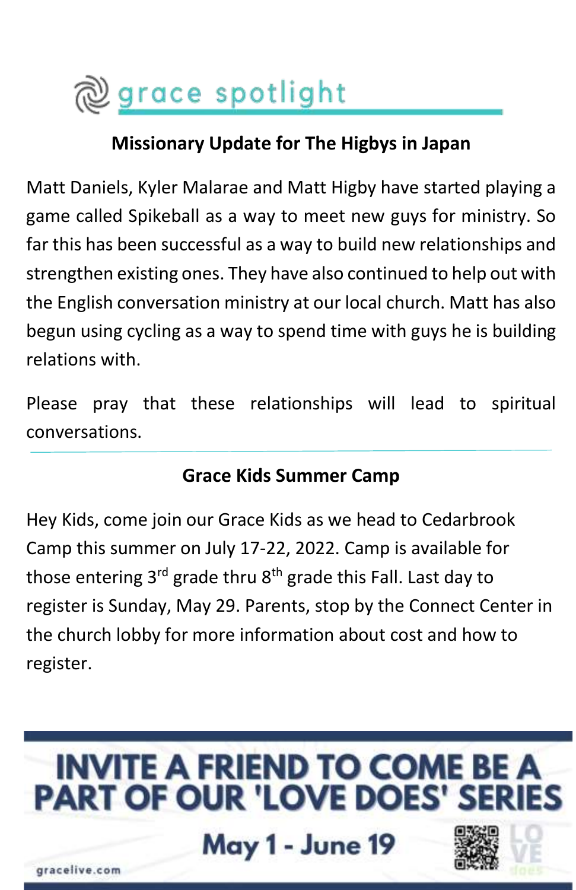# grace spotlight

## Missionary Update for The Higbys in Japan

Matt Daniels, Kyler Malarae and Matt Higby have started playing a game called Spikeball as a way to meet new guys for ministry. So far this has been successful as a way to build new relationships and strengthen existing ones. They have also continued to help out with the English conversation ministry at our local church. Matt has also begun using cycling as a way to spend time with guys he is building relations with.

Please pray that these relationships will lead to spiritual conversations.

---

## Grace Kids Summer Camp

Hey Kids, come join our Grace Kids as we head to Cedarbrook Camp this summer on July 17-22, 2022. Camp is available for those entering 3rd grade thru 8th grade this Fall. Last day to register is Sunday, May 29. Parents, stop by the Connect Center in the church lobby for more information about cost and how to register.

**INVITE A FRIEND TO COME BE A PART OF OUR 'LOVE DOES' SERIES**

**May 1 - June 19**

gracelive.com

LOVE does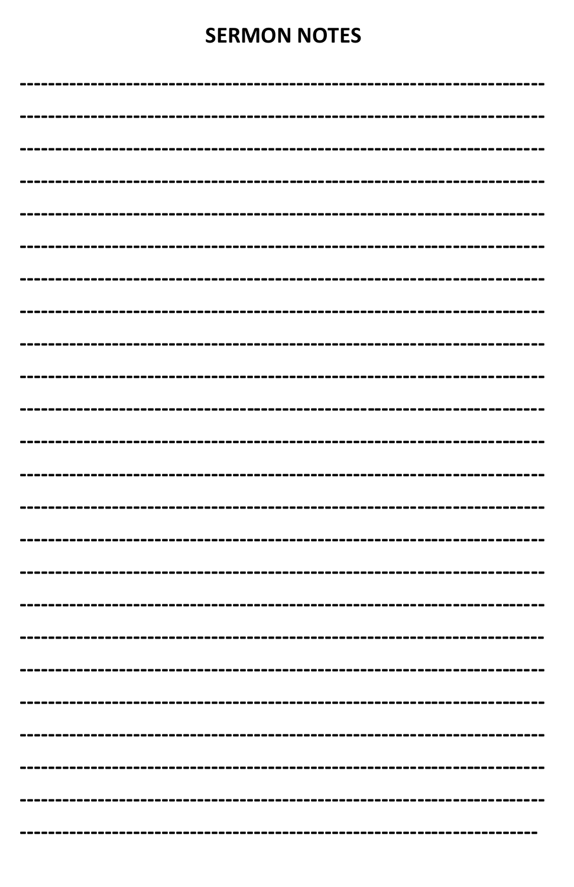# SERMON NOTES